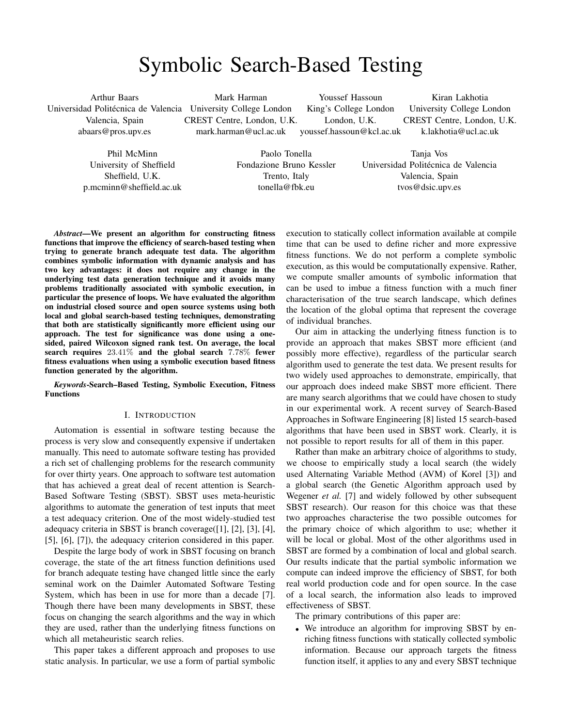# Symbolic Search-Based Testing

Arthur Baars
Universidad Politécnica de Valencia
Valencia, Spain
abaars@pros.upv.es

Mark Harman
University College London
CREST Centre, London, U.K.
mark.harman@ucl.ac.uk

Youssef Hassoun
King's College London
London, U.K.
youssef.hassoun@kcl.ac.uk

Kiran Lakhotia
University College London
CREST Centre, London, U.K.
k.lakhotia@ucl.ac.uk

Phil McMinn
University of Sheffield
Sheffield, U.K.
p.mcminn@sheffield.ac.uk

Paolo Tonella
Fondazione Bruno Kessler
Trento, Italy
tonella@fbk.eu

Tanja Vos
Universidad Politécnica de Valencia
Valencia, Spain
tvos@dsic.upv.es

***Abstract*—We present an algorithm for constructing fitness functions that improve the efficiency of search-based testing when trying to generate branch adequate test data. The algorithm combines symbolic information with dynamic analysis and has two key advantages: it does not require any change in the underlying test data generation technique and it avoids many problems traditionally associated with symbolic execution, in particular the presence of loops. We have evaluated the algorithm on industrial closed source and open source systems using both local and global search-based testing techniques, demonstrating that both are statistically significantly more efficient using our approach. The test for significance was done using a one-sided, paired Wilcoxon signed rank test. On average, the local search requires $23.41\%$ and the global search $7.78\%$ fewer fitness evaluations when using a symbolic execution based fitness function generated by the algorithm.**

***Keywords*-Search–Based Testing, Symbolic Execution, Fitness Functions**

## I. Introduction

Automation is essential in software testing because the process is very slow and consequently expensive if undertaken manually. This need to automate software testing has provided a rich set of challenging problems for the research community for over thirty years. One approach to software test automation that has achieved a great deal of recent attention is Search-Based Software Testing (SBST). SBST uses meta-heuristic algorithms to automate the generation of test inputs that meet a test adequacy criterion. One of the most widely-studied test adequacy criteria in SBST is branch coverage([1], [2], [3], [4], [5], [6], [7]), the adequacy criterion considered in this paper.

Despite the large body of work in SBST focusing on branch coverage, the state of the art fitness function definitions used for branch adequate testing have changed little since the early seminal work on the Daimler Automated Software Testing System, which has been in use for more than a decade [7]. Though there have been many developments in SBST, these focus on changing the search algorithms and the way in which they are used, rather than the underlying fitness functions on which all metaheuristic search relies.

This paper takes a different approach and proposes to use static analysis. In particular, we use a form of partial symbolic execution to statically collect information available at compile time that can be used to define richer and more expressive fitness functions. We do not perform a complete symbolic execution, as this would be computationally expensive. Rather, we compute smaller amounts of symbolic information that can be used to imbue a fitness function with a much finer characterisation of the true search landscape, which defines the location of the global optima that represent the coverage of individual branches.

Our aim in attacking the underlying fitness function is to provide an approach that makes SBST more efficient (and possibly more effective), regardless of the particular search algorithm used to generate the test data. We present results for two widely used approaches to demonstrate, empirically, that our approach does indeed make SBST more efficient. There are many search algorithms that we could have chosen to study in our experimental work. A recent survey of Search-Based Approaches in Software Engineering [8] listed 15 search-based algorithms that have been used in SBST work. Clearly, it is not possible to report results for all of them in this paper.

Rather than make an arbitrary choice of algorithms to study, we choose to empirically study a local search (the widely used Alternating Variable Method (AVM) of Korel [3]) and a global search (the Genetic Algorithm approach used by Wegener *et al.* [7] and widely followed by other subsequent SBST research). Our reason for this choice was that these two approaches characterise the two possible outcomes for the primary choice of which algorithm to use; whether it will be local or global. Most of the other algorithms used in SBST are formed by a combination of local and global search. Our results indicate that the partial symbolic information we compute can indeed improve the efficiency of SBST, for both real world production code and for open source. In the case of a local search, the information also leads to improved effectiveness of SBST.

The primary contributions of this paper are:

- We introduce an algorithm for improving SBST by enriching fitness functions with statically collected symbolic information. Because our approach targets the fitness function itself, it applies to any and every SBST technique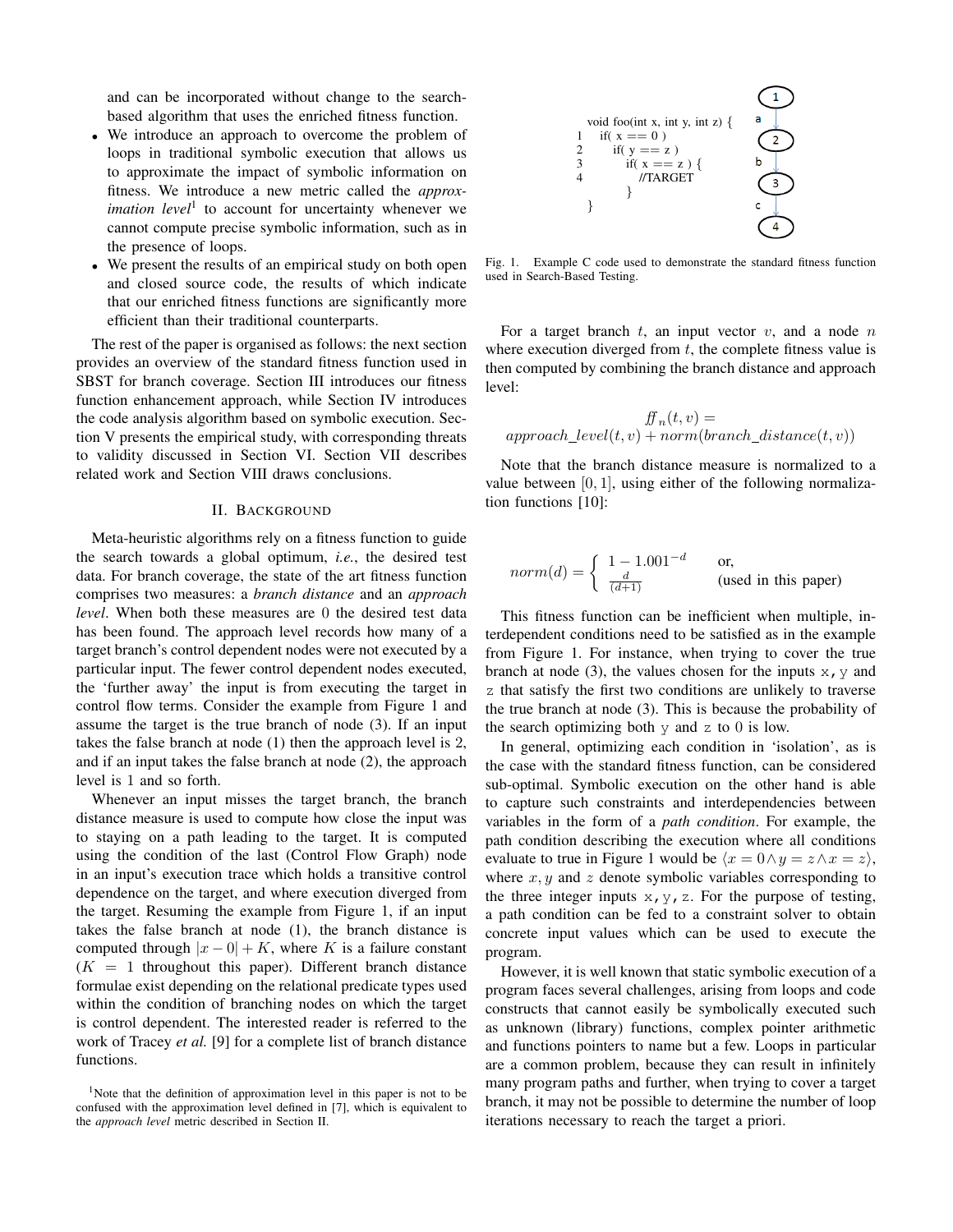and can be incorporated without change to the search-based algorithm that uses the enriched fitness function.

- We introduce an approach to overcome the problem of loops in traditional symbolic execution that allows us to approximate the impact of symbolic information on fitness. We introduce a new metric called the *approximation level*[1] to account for uncertainty whenever we cannot compute precise symbolic information, such as in the presence of loops.
- We present the results of an empirical study on both open and closed source code, the results of which indicate that our enriched fitness functions are significantly more efficient than their traditional counterparts.

The rest of the paper is organised as follows: the next section provides an overview of the standard fitness function used in SBST for branch coverage. Section III introduces our fitness function enhancement approach, while Section IV introduces the code analysis algorithm based on symbolic execution. Section V presents the empirical study, with corresponding threats to validity discussed in Section VI. Section VII describes related work and Section VIII draws conclusions.

## II. Background

Meta-heuristic algorithms rely on a fitness function to guide the search towards a global optimum, *i.e.*, the desired test data. For branch coverage, the state of the art fitness function comprises two measures: a *branch distance* and an *approach level*. When both these measures are 0 the desired test data has been found. The approach level records how many of a target branch's control dependent nodes were not executed by a particular input. The fewer control dependent nodes executed, the 'further away' the input is from executing the target in control flow terms. Consider the example from Figure 1 and assume the target is the true branch of node (3). If an input takes the false branch at node (1) then the approach level is 2, and if an input takes the false branch at node (2), the approach level is 1 and so forth.

Whenever an input misses the target branch, the branch distance measure is used to compute how close the input was to staying on a path leading to the target. It is computed using the condition of the last (Control Flow Graph) node in an input's execution trace which holds a transitive control dependence on the target, and where execution diverged from the target. Resuming the example from Figure 1, if an input takes the false branch at node (1), the branch distance is computed through $|x - 0| + K$, where $K$ is a failure constant ($K = 1$ throughout this paper). Different branch distance formulae exist depending on the relational predicate types used within the condition of branching nodes on which the target is control dependent. The interested reader is referred to the work of Tracey *et al.* [9] for a complete list of branch distance functions.

[1] Note that the definition of approximation level in this paper is not to be confused with the approximation level defined in [7], which is equivalent to the *approach level* metric described in Section II.

```
void foo(int x, int y, int z) {
1    if( x == 0 )
2      if( y == z )
3        if( x == z ) {
4          //TARGET
         }
}
```

Fig. 1. Example C code used to demonstrate the standard fitness function used in Search-Based Testing.

For a target branch $t$, an input vector $v$, and a node $n$ where execution diverged from $t$, the complete fitness value is then computed by combining the branch distance and approach level:

$$ff_n(t, v) = approach\_level(t, v) + norm(branch\_distance(t, v))$$

Note that the branch distance measure is normalized to a value between $[0, 1]$, using either of the following normalization functions [10]:

$$norm(d) = \begin{cases} 1 - 1.001^{-d} & \text{or,} \\ \frac{d}{(d+1)} & \text{(used in this paper)} \end{cases}$$

This fitness function can be inefficient when multiple, interdependent conditions need to be satisfied as in the example from Figure 1. For instance, when trying to cover the true branch at node (3), the values chosen for the inputs `x,y` and `z` that satisfy the first two conditions are unlikely to traverse the true branch at node (3). This is because the probability of the search optimizing both `y` and `z` to 0 is low.

In general, optimizing each condition in 'isolation', as is the case with the standard fitness function, can be considered sub-optimal. Symbolic execution on the other hand is able to capture such constraints and interdependencies between variables in the form of a *path condition*. For example, the path condition describing the execution where all conditions evaluate to true in Figure 1 would be $\langle x = 0 \wedge y = z \wedge x = z \rangle$, where $x, y$ and $z$ denote symbolic variables corresponding to the three integer inputs `x,y,z`. For the purpose of testing, a path condition can be fed to a constraint solver to obtain concrete input values which can be used to execute the program.

However, it is well known that static symbolic execution of a program faces several challenges, arising from loops and code constructs that cannot easily be symbolically executed such as unknown (library) functions, complex pointer arithmetic and functions pointers to name but a few. Loops in particular are a common problem, because they can result in infinitely many program paths and further, when trying to cover a target branch, it may not be possible to determine the number of loop iterations necessary to reach the target a priori.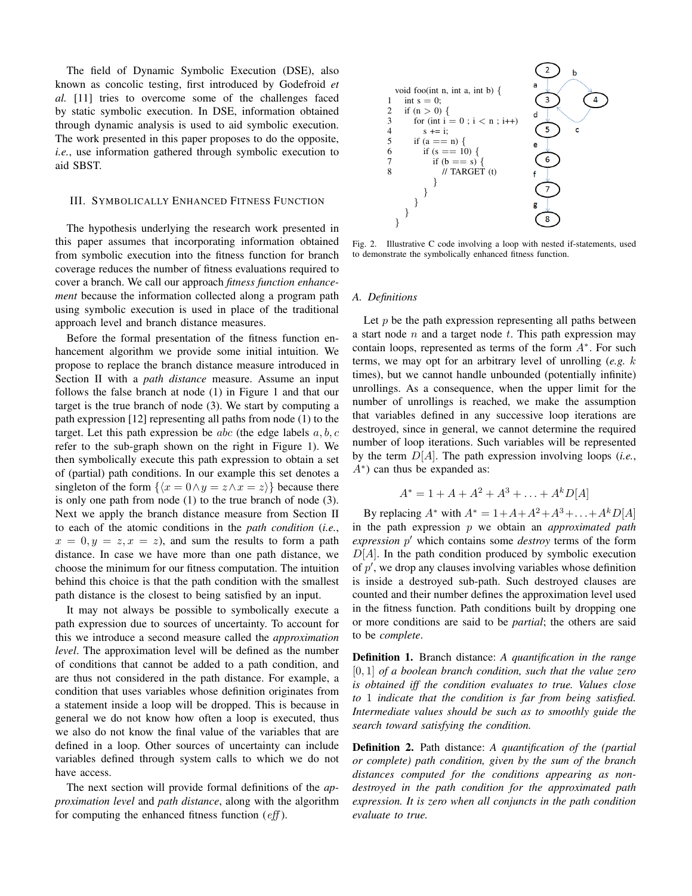The field of Dynamic Symbolic Execution (DSE), also known as concolic testing, first introduced by Godefroid *et al.* [11] tries to overcome some of the challenges faced by static symbolic execution. In DSE, information obtained through dynamic analysis is used to aid symbolic execution. The work presented in this paper proposes to do the opposite, *i.e.*, use information gathered through symbolic execution to aid SBST.

## III. Symbolically Enhanced Fitness Function

The hypothesis underlying the research work presented in this paper assumes that incorporating information obtained from symbolic execution into the fitness function for branch coverage reduces the number of fitness evaluations required to cover a branch. We call our approach *fitness function enhancement* because the information collected along a program path using symbolic execution is used in place of the traditional approach level and branch distance measures.

Before the formal presentation of the fitness function enhancement algorithm we provide some initial intuition. We propose to replace the branch distance measure introduced in Section II with a *path distance* measure. Assume an input follows the false branch at node (1) in Figure 1 and that our target is the true branch of node (3). We start by computing a path expression [12] representing all paths from node (1) to the target. Let this path expression be $abc$ (the edge labels $a, b, c$ refer to the sub-graph shown on the right in Figure 1). We then symbolically execute this path expression to obtain a set of (partial) path conditions. In our example this set denotes a singleton of the form $\{\langle x = 0 \wedge y = z \wedge x = z \rangle\}$ because there is only one path from node (1) to the true branch of node (3). Next we apply the branch distance measure from Section II to each of the atomic conditions in the *path condition* (*i.e.*, $x = 0, y = z, x = z$), and sum the results to form a path distance. In case we have more than one path distance, we choose the minimum for our fitness computation. The intuition behind this choice is that the path condition with the smallest path distance is the closest to being satisfied by an input.

It may not always be possible to symbolically execute a path expression due to sources of uncertainty. To account for this we introduce a second measure called the *approximation level*. The approximation level will be defined as the number of conditions that cannot be added to a path condition, and are thus not considered in the path distance. For example, a condition that uses variables whose definition originates from a statement inside a loop will be dropped. This is because in general we do not know how often a loop is executed, thus we also do not know the final value of the variables that are defined in a loop. Other sources of uncertainty can include variables defined through system calls to which we do not have access.

The next section will provide formal definitions of the *approximation level* and *path distance*, along with the algorithm for computing the enhanced fitness function (*eff*).

```
    void foo(int n, int a, int b) {
1     int s = 0;
2     if (n > 0) {
3       for (int i = 0 ; i < n ; i++)
4         s += i;
5       if (a == n) {
6         if (s == 10) {
7           if (b == s) {
8             // TARGET (t)
            }
          }
        }
      }
    }
```

Fig. 2. Illustrative C code involving a loop with nested if-statements, used to demonstrate the symbolically enhanced fitness function.

### A. Definitions

Let $p$ be the path expression representing all paths between a start node $n$ and a target node $t$. This path expression may contain loops, represented as terms of the form $A^*$. For such terms, we may opt for an arbitrary level of unrolling (*e.g.* $k$ times), but we cannot handle unbounded (potentially infinite) unrollings. As a consequence, when the upper limit for the number of unrollings is reached, we make the assumption that variables defined in any successive loop iterations are destroyed, since in general, we cannot determine the required number of loop iterations. Such variables will be represented by the term $D[A]$. The path expression involving loops (*i.e.*, $A^*$) can thus be expanded as:

$$A^* = 1 + A + A^2 + A^3 + \ldots + A^k D[A]$$

By replacing $A^*$ with $A^* = 1+A+A^2+A^3+\ldots+A^k D[A]$ in the path expression $p$ we obtain an *approximated path expression* $p'$ which contains some *destroy* terms of the form $D[A]$. In the path condition produced by symbolic execution of $p'$, we drop any clauses involving variables whose definition is inside a destroyed sub-path. Such destroyed clauses are counted and their number defines the approximation level used in the fitness function. Path conditions built by dropping one or more conditions are said to be *partial*; the others are said to be *complete*.

**Definition 1.** Branch distance: *A quantification in the range $[0, 1]$ of a boolean branch condition, such that the value zero is obtained iff the condition evaluates to true. Values close to $1$ indicate that the condition is far from being satisfied. Intermediate values should be such as to smoothly guide the search toward satisfying the condition.*

**Definition 2.** Path distance: *A quantification of the (partial or complete) path condition, given by the sum of the branch distances computed for the conditions appearing as non-destroyed in the path condition for the approximated path expression. It is zero when all conjuncts in the path condition evaluate to true.*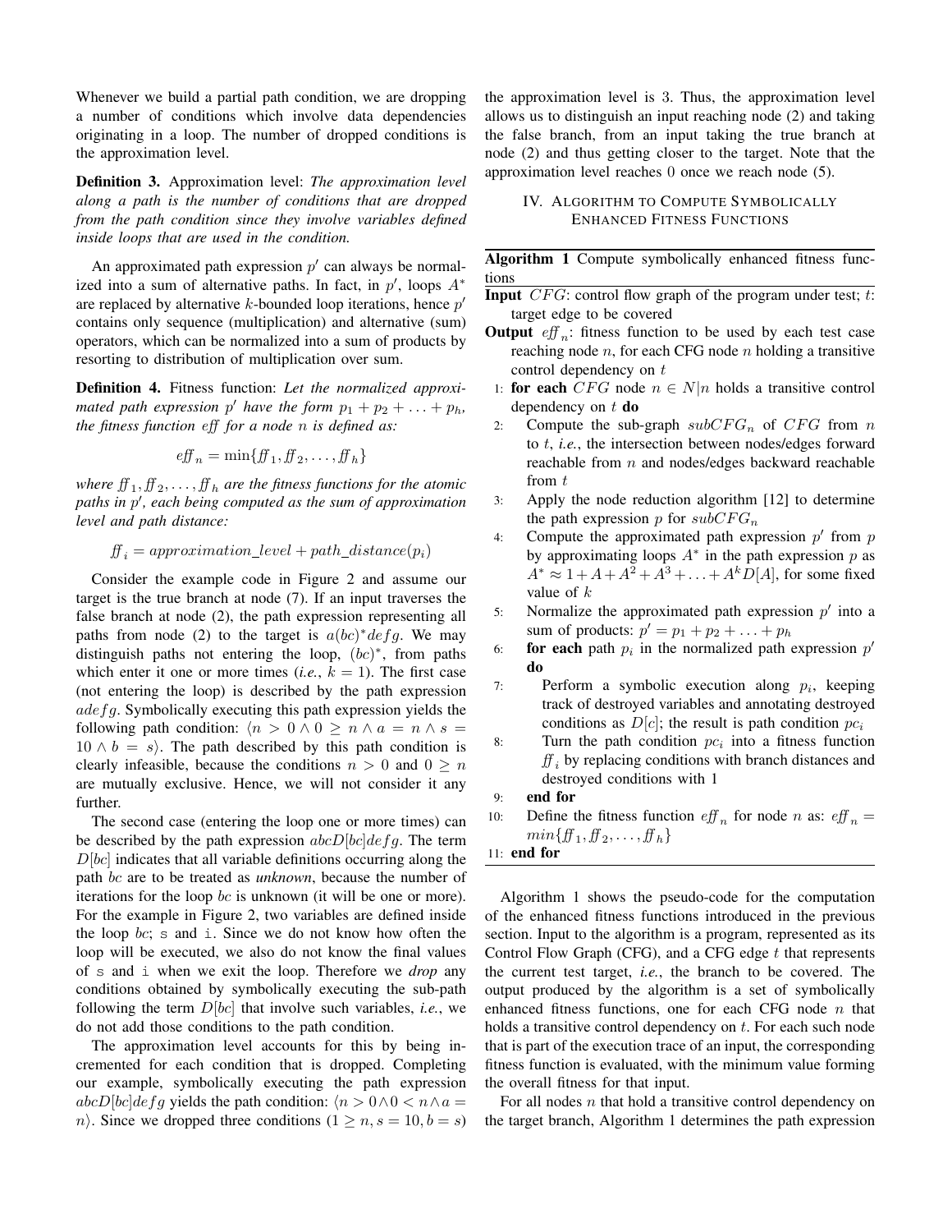Whenever we build a partial path condition, we are dropping a number of conditions which involve data dependencies originating in a loop. The number of dropped conditions is the approximation level.

**Definition 3.** Approximation level: *The approximation level along a path is the number of conditions that are dropped from the path condition since they involve variables defined inside loops that are used in the condition.*

An approximated path expression $p'$ can always be normalized into a sum of alternative paths. In fact, in $p'$, loops $A^*$ are replaced by alternative $k$-bounded loop iterations, hence $p'$ contains only sequence (multiplication) and alternative (sum) operators, which can be normalized into a sum of products by resorting to distribution of multiplication over sum.

**Definition 4.** Fitness function: *Let the normalized approximated path expression $p'$ have the form $p_1 + p_2 + \ldots + p_h$, the fitness function $eff$ for a node $n$ is defined as:*

$$eff_n = \min\{ff_1, ff_2, \ldots, ff_h\}$$

*where $ff_1, ff_2, \ldots, ff_h$ are the fitness functions for the atomic paths in $p'$, each being computed as the sum of approximation level and path distance:*

$$ff_i = approximation\_level + path\_distance(p_i)$$

Consider the example code in Figure 2 and assume our target is the true branch at node (7). If an input traverses the false branch at node (2), the path expression representing all paths from node (2) to the target is $a(bc)^*defg$. We may distinguish paths not entering the loop, $(bc)^*$, from paths which enter it one or more times (*i.e.*, $k = 1$). The first case (not entering the loop) is described by the path expression $adefg$. Symbolically executing this path expression yields the following path condition: $\langle n > 0 \wedge 0 \geq n \wedge a = n \wedge s = 10 \wedge b = s\rangle$. The path described by this path condition is clearly infeasible, because the conditions $n > 0$ and $0 \geq n$ are mutually exclusive. Hence, we will not consider it any further.

The second case (entering the loop one or more times) can be described by the path expression $abcD[bc]defg$. The term $D[bc]$ indicates that all variable definitions occurring along the path $bc$ are to be treated as *unknown*, because the number of iterations for the loop $bc$ is unknown (it will be one or more). For the example in Figure 2, two variables are defined inside the loop $bc$; `s` and `i`. Since we do not know how often the loop will be executed, we also do not know the final values of `s` and `i` when we exit the loop. Therefore we *drop* any conditions obtained by symbolically executing the sub-path following the term $D[bc]$ that involve such variables, *i.e.*, we do not add those conditions to the path condition.

The approximation level accounts for this by being incremented for each condition that is dropped. Completing our example, symbolically executing the path expression $abcD[bc]defg$ yields the path condition: $\langle n > 0 \wedge 0 < n \wedge a = n\rangle$. Since we dropped three conditions ($1 \geq n, s = 10, b = s$) the approximation level is 3. Thus, the approximation level allows us to distinguish an input reaching node (2) and taking the false branch, from an input taking the true branch at node (2) and thus getting closer to the target. Note that the approximation level reaches 0 once we reach node (5).

## IV. Algorithm to Compute Symbolically Enhanced Fitness Functions

**Algorithm 1** Compute symbolically enhanced fitness functions

**Input** $CFG$: control flow graph of the program under test; $t$: target edge to be covered

**Output** $eff_n$: fitness function to be used by each test case reaching node $n$, for each CFG node $n$ holding a transitive control dependency on $t$

1: **for each** $CFG$ node $n \in N | n$ holds a transitive control dependency on $t$ **do**
2: Compute the sub-graph $subCFG_n$ of $CFG$ from $n$ to $t$, *i.e.*, the intersection between nodes/edges forward reachable from $n$ and nodes/edges backward reachable from $t$
3: Apply the node reduction algorithm [12] to determine the path expression $p$ for $subCFG_n$
4: Compute the approximated path expression $p'$ from $p$ by approximating loops $A^*$ in the path expression $p$ as $A^* \approx 1 + A + A^2 + A^3 + \ldots + A^k D[A]$, for some fixed value of $k$
5: Normalize the approximated path expression $p'$ into a sum of products: $p' = p_1 + p_2 + \ldots + p_h$
6: **for each** path $p_i$ in the normalized path expression $p'$ **do**
7: Perform a symbolic execution along $p_i$, keeping track of destroyed variables and annotating destroyed conditions as $D[c]$; the result is path condition $pc_i$
8: Turn the path condition $pc_i$ into a fitness function $ff_i$ by replacing conditions with branch distances and destroyed conditions with 1
9: **end for**
10: Define the fitness function $eff_n$ for node $n$ as: $eff_n = min\{ff_1, ff_2, \ldots, ff_h\}$
11: **end for**

Algorithm 1 shows the pseudo-code for the computation of the enhanced fitness functions introduced in the previous section. Input to the algorithm is a program, represented as its Control Flow Graph (CFG), and a CFG edge $t$ that represents the current test target, *i.e.*, the branch to be covered. The output produced by the algorithm is a set of symbolically enhanced fitness functions, one for each CFG node $n$ that holds a transitive control dependency on $t$. For each such node that is part of the execution trace of an input, the corresponding fitness function is evaluated, with the minimum value forming the overall fitness for that input.

For all nodes $n$ that hold a transitive control dependency on the target branch, Algorithm 1 determines the path expression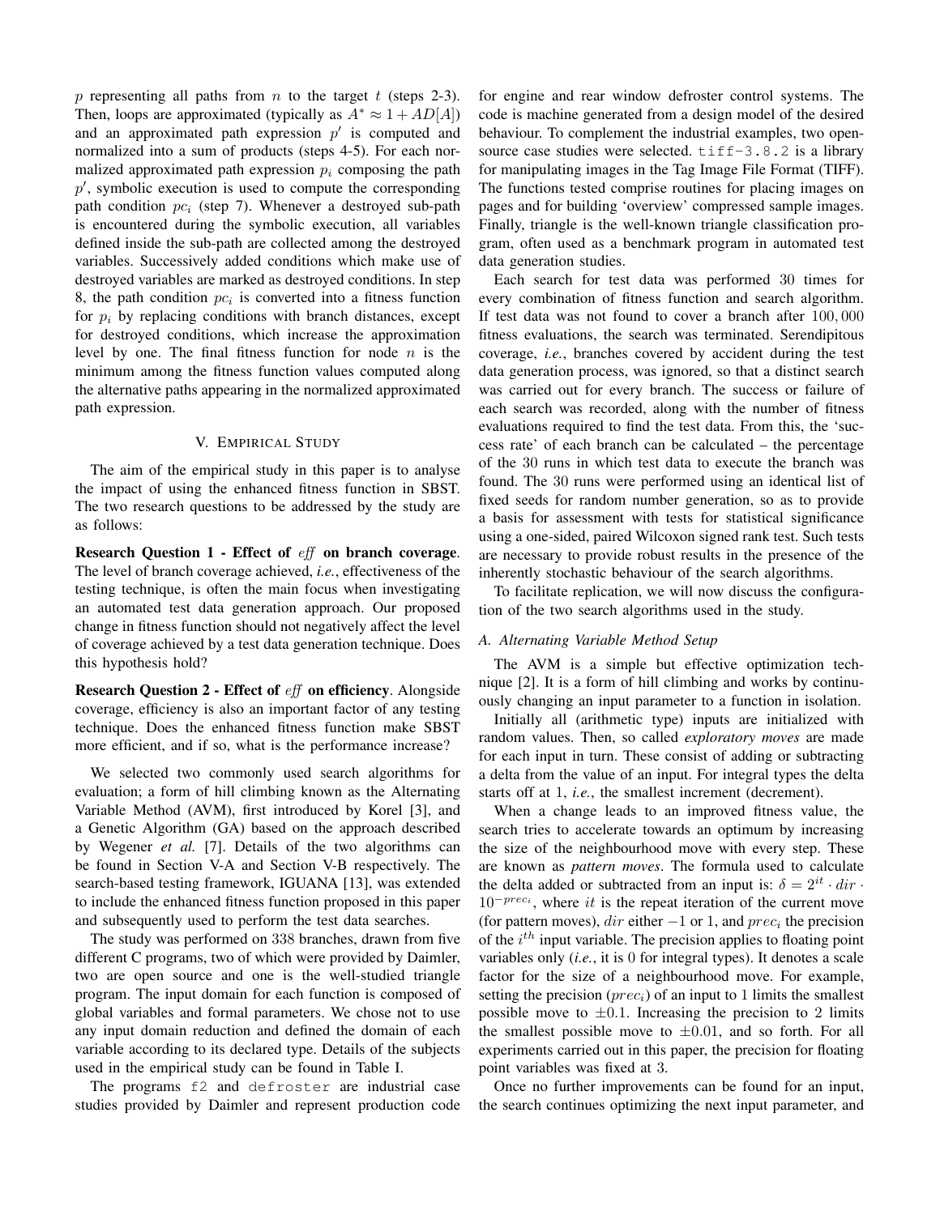$p$ representing all paths from $n$ to the target $t$ (steps 2-3). Then, loops are approximated (typically as $A^* \approx 1 + AD[A]$) and an approximated path expression $p'$ is computed and normalized into a sum of products (steps 4-5). For each normalized approximated path expression $p_i$ composing the path $p'$, symbolic execution is used to compute the corresponding path condition $pc_i$ (step 7). Whenever a destroyed sub-path is encountered during the symbolic execution, all variables defined inside the sub-path are collected among the destroyed variables. Successively added conditions which make use of destroyed variables are marked as destroyed conditions. In step 8, the path condition $pc_i$ is converted into a fitness function for $p_i$ by replacing conditions with branch distances, except for destroyed conditions, which increase the approximation level by one. The final fitness function for node $n$ is the minimum among the fitness function values computed along the alternative paths appearing in the normalized approximated path expression.

## V. Empirical Study

The aim of the empirical study in this paper is to analyse the impact of using the enhanced fitness function in SBST. The two research questions to be addressed by the study are as follows:

**Research Question 1 - Effect of $\mathit{eff}$ on branch coverage**. The level of branch coverage achieved, *i.e.*, effectiveness of the testing technique, is often the main focus when investigating an automated test data generation approach. Our proposed change in fitness function should not negatively affect the level of coverage achieved by a test data generation technique. Does this hypothesis hold?

**Research Question 2 - Effect of $\mathit{eff}$ on efficiency**. Alongside coverage, efficiency is also an important factor of any testing technique. Does the enhanced fitness function make SBST more efficient, and if so, what is the performance increase?

We selected two commonly used search algorithms for evaluation; a form of hill climbing known as the Alternating Variable Method (AVM), first introduced by Korel [3], and a Genetic Algorithm (GA) based on the approach described by Wegener *et al.* [7]. Details of the two algorithms can be found in Section V-A and Section V-B respectively. The search-based testing framework, IGUANA [13], was extended to include the enhanced fitness function proposed in this paper and subsequently used to perform the test data searches.

The study was performed on 338 branches, drawn from five different C programs, two of which were provided by Daimler, two are open source and one is the well-studied triangle program. The input domain for each function is composed of global variables and formal parameters. We chose not to use any input domain reduction and defined the domain of each variable according to its declared type. Details of the subjects used in the empirical study can be found in Table I.

The programs `f2` and `defroster` are industrial case studies provided by Daimler and represent production code for engine and rear window defroster control systems. The code is machine generated from a design model of the desired behaviour. To complement the industrial examples, two open-source case studies were selected. `tiff-3.8.2` is a library for manipulating images in the Tag Image File Format (TIFF). The functions tested comprise routines for placing images on pages and for building 'overview' compressed sample images. Finally, triangle is the well-known triangle classification program, often used as a benchmark program in automated test data generation studies.

Each search for test data was performed 30 times for every combination of fitness function and search algorithm. If test data was not found to cover a branch after 100,000 fitness evaluations, the search was terminated. Serendipitous coverage, *i.e.*, branches covered by accident during the test data generation process, was ignored, so that a distinct search was carried out for every branch. The success or failure of each search was recorded, along with the number of fitness evaluations required to find the test data. From this, the 'success rate' of each branch can be calculated – the percentage of the 30 runs in which test data to execute the branch was found. The 30 runs were performed using an identical list of fixed seeds for random number generation, so as to provide a basis for assessment with tests for statistical significance using a one-sided, paired Wilcoxon signed rank test. Such tests are necessary to provide robust results in the presence of the inherently stochastic behaviour of the search algorithms.

To facilitate replication, we will now discuss the configuration of the two search algorithms used in the study.

### A. Alternating Variable Method Setup

The AVM is a simple but effective optimization technique [2]. It is a form of hill climbing and works by continuously changing an input parameter to a function in isolation.

Initially all (arithmetic type) inputs are initialized with random values. Then, so called *exploratory moves* are made for each input in turn. These consist of adding or subtracting a delta from the value of an input. For integral types the delta starts off at 1, *i.e.*, the smallest increment (decrement).

When a change leads to an improved fitness value, the search tries to accelerate towards an optimum by increasing the size of the neighbourhood move with every step. These are known as *pattern moves*. The formula used to calculate the delta added or subtracted from an input is: $\delta = 2^{it} \cdot dir \cdot 10^{-prec_i}$, where $it$ is the repeat iteration of the current move (for pattern moves), $dir$ either $-1$ or 1, and $prec_i$ the precision of the $i^{th}$ input variable. The precision applies to floating point variables only (*i.e.*, it is 0 for integral types). It denotes a scale factor for the size of a neighbourhood move. For example, setting the precision ($prec_i$) of an input to 1 limits the smallest possible move to $\pm 0.1$. Increasing the precision to 2 limits the smallest possible move to $\pm 0.01$, and so forth. For all experiments carried out in this paper, the precision for floating point variables was fixed at 3.

Once no further improvements can be found for an input, the search continues optimizing the next input parameter, and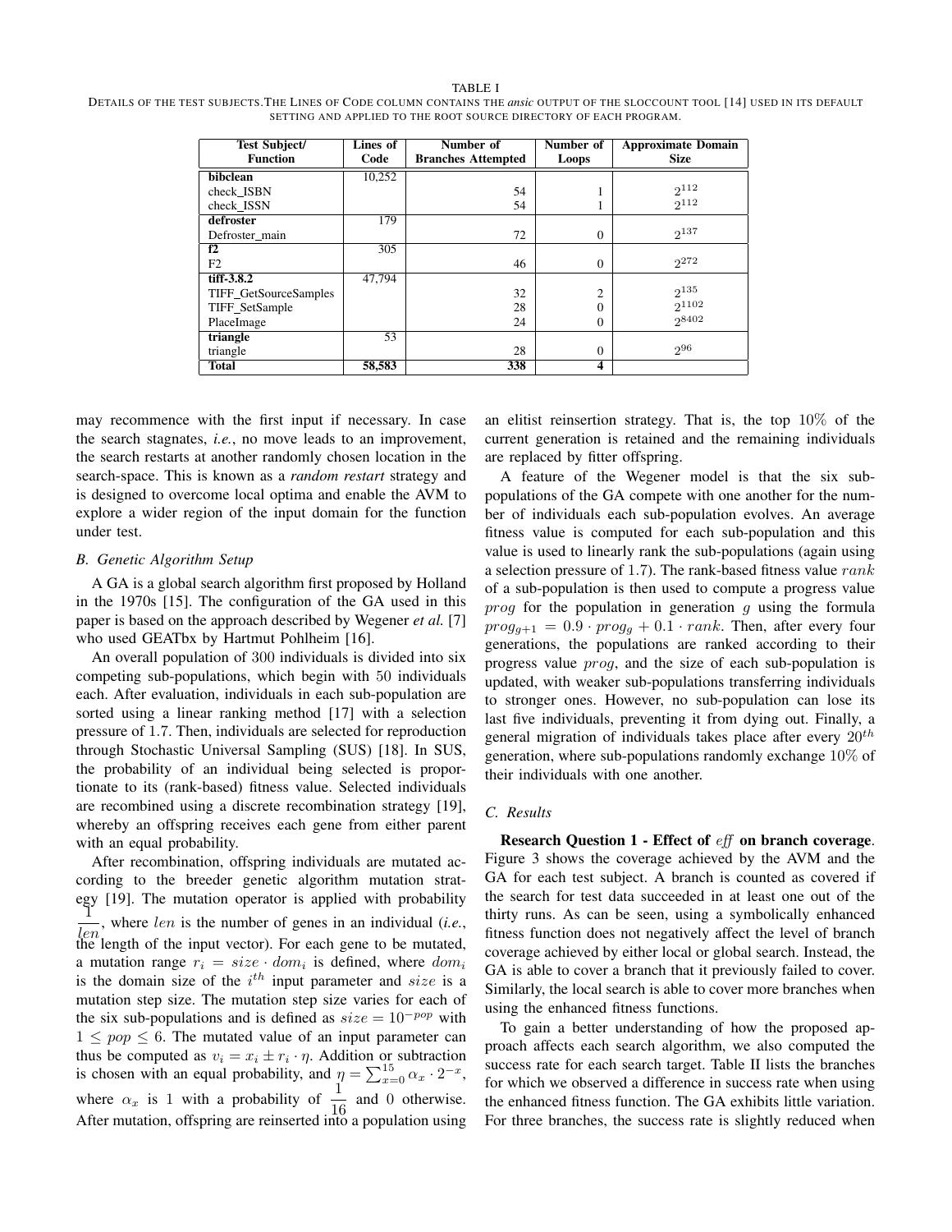TABLE I

DETAILS OF THE TEST SUBJECTS. THE LINES OF CODE COLUMN CONTAINS THE *ansic* OUTPUT OF THE SLOCCOUNT TOOL [14] USED IN ITS DEFAULT SETTING AND APPLIED TO THE ROOT SOURCE DIRECTORY OF EACH PROGRAM.

| Test Subject/ Function | Lines of Code | Number of Branches Attempted | Number of Loops | Approximate Domain Size |
|---|---|---|---|---|
| **bibclean** | 10,252 | | | |
| check_ISBN | | 54 | 1 | $2^{112}$ |
| check_ISSN | | 54 | 1 | $2^{112}$ |
| **defroster** | 179 | | | |
| Defroster_main | | 72 | 0 | $2^{137}$ |
| **f2** | 305 | | | |
| F2 | | 46 | 0 | $2^{272}$ |
| **tiff-3.8.2** | 47,794 | | | |
| TIFF_GetSourceSamples | | 32 | 2 | $2^{135}$ |
| TIFF_SetSample | | 28 | 0 | $2^{1102}$ |
| PlaceImage | | 24 | 0 | $2^{8402}$ |
| **triangle** | 53 | | | |
| triangle | | 28 | 0 | $2^{96}$ |
| **Total** | **58,583** | **338** | **4** | |

may recommence with the first input if necessary. In case the search stagnates, *i.e.*, no move leads to an improvement, the search restarts at another randomly chosen location in the search-space. This is known as a *random restart* strategy and is designed to overcome local optima and enable the AVM to explore a wider region of the input domain for the function under test.

### B. Genetic Algorithm Setup

A GA is a global search algorithm first proposed by Holland in the 1970s [15]. The configuration of the GA used in this paper is based on the approach described by Wegener *et al.* [7] who used GEATbx by Hartmut Pohlheim [16].

An overall population of 300 individuals is divided into six competing sub-populations, which begin with 50 individuals each. After evaluation, individuals in each sub-population are sorted using a linear ranking method [17] with a selection pressure of 1.7. Then, individuals are selected for reproduction through Stochastic Universal Sampling (SUS) [18]. In SUS, the probability of an individual being selected is proportionate to its (rank-based) fitness value. Selected individuals are recombined using a discrete recombination strategy [19], whereby an offspring receives each gene from either parent with an equal probability.

After recombination, offspring individuals are mutated according to the breeder genetic algorithm mutation strategy [19]. The mutation operator is applied with probability $\frac{1}{len}$, where $len$ is the number of genes in an individual (*i.e.*, the length of the input vector). For each gene to be mutated, a mutation range $r_i = size \cdot dom_i$ is defined, where $dom_i$ is the domain size of the $i^{th}$ input parameter and $size$ is a mutation step size. The mutation step size varies for each of the six sub-populations and is defined as $size = 10^{-pop}$ with $1 \leq pop \leq 6$. The mutated value of an input parameter can thus be computed as $v_i = x_i \pm r_i \cdot \eta$. Addition or subtraction is chosen with an equal probability, and $\eta = \sum_{x=0}^{15} \alpha_x \cdot 2^{-x}$, where $\alpha_x$ is 1 with a probability of $\frac{1}{16}$ and 0 otherwise. After mutation, offspring are reinserted into a population using an elitist reinsertion strategy. That is, the top 10% of the current generation is retained and the remaining individuals are replaced by fitter offspring.

A feature of the Wegener model is that the six sub-populations of the GA compete with one another for the number of individuals each sub-population evolves. An average fitness value is computed for each sub-population and this value is used to linearly rank the sub-populations (again using a selection pressure of 1.7). The rank-based fitness value $rank$ of a sub-population is then used to compute a progress value $prog$ for the population in generation $g$ using the formula $prog_{g+1} = 0.9 \cdot prog_g + 0.1 \cdot rank$. Then, after every four generations, the populations are ranked according to their progress value $prog$, and the size of each sub-population is updated, with weaker sub-populations transferring individuals to stronger ones. However, no sub-population can lose its last five individuals, preventing it from dying out. Finally, a general migration of individuals takes place after every $20^{th}$ generation, where sub-populations randomly exchange 10% of their individuals with one another.

### C. Results

**Research Question 1 - Effect of $\mathit{eff}$ on branch coverage**. Figure 3 shows the coverage achieved by the AVM and the GA for each test subject. A branch is counted as covered if the search for test data succeeded in at least one out of the thirty runs. As can be seen, using a symbolically enhanced fitness function does not negatively affect the level of branch coverage achieved by either local or global search. Instead, the GA is able to cover a branch that it previously failed to cover. Similarly, the local search is able to cover more branches when using the enhanced fitness functions.

To gain a better understanding of how the proposed approach affects each search algorithm, we also computed the success rate for each search target. Table II lists the branches for which we observed a difference in success rate when using the enhanced fitness function. The GA exhibits little variation. For three branches, the success rate is slightly reduced when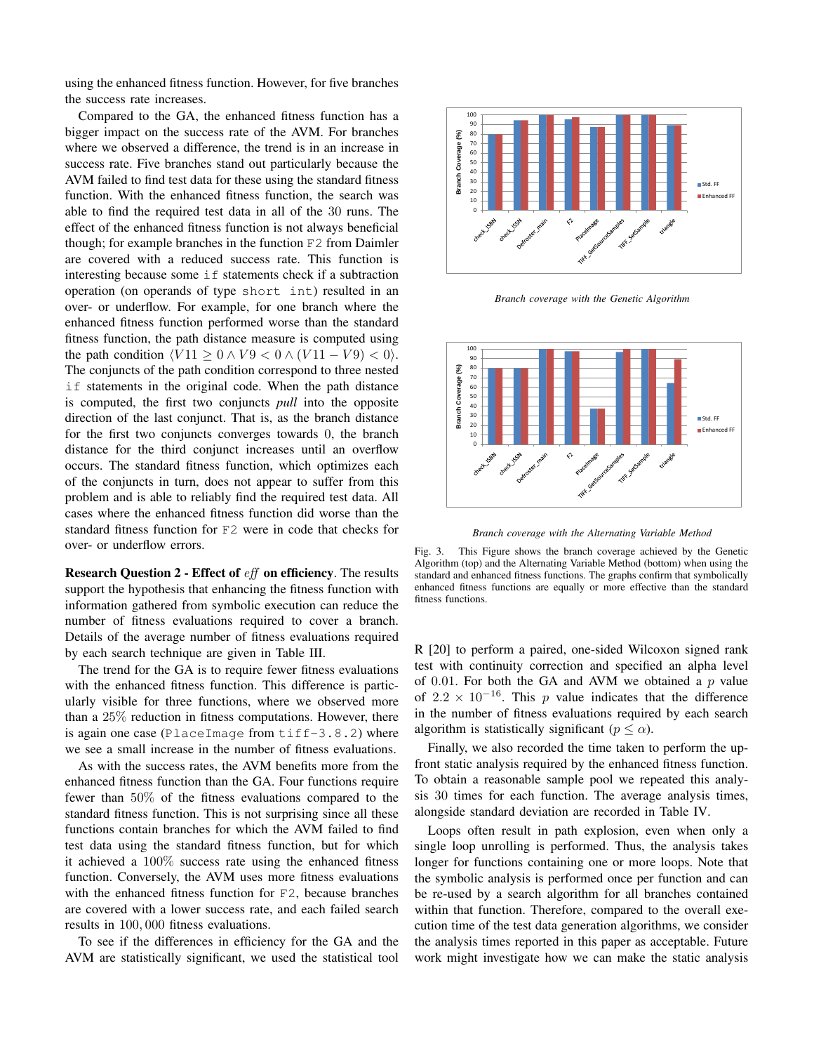using the enhanced fitness function. However, for five branches the success rate increases.

Compared to the GA, the enhanced fitness function has a bigger impact on the success rate of the AVM. For branches where we observed a difference, the trend is in an increase in success rate. Five branches stand out particularly because the AVM failed to find test data for these using the standard fitness function. With the enhanced fitness function, the search was able to find the required test data in all of the 30 runs. The effect of the enhanced fitness function is not always beneficial though; for example branches in the function `F2` from Daimler are covered with a reduced success rate. This function is interesting because some `if` statements check if a subtraction operation (on operands of type `short int`) resulted in an over- or underflow. For example, for one branch where the enhanced fitness function performed worse than the standard fitness function, the path distance measure is computed using the path condition $\langle V11 \geq 0 \land V9 < 0 \land (V11 - V9) < 0 \rangle$. The conjuncts of the path condition correspond to three nested `if` statements in the original code. When the path distance is computed, the first two conjuncts *pull* into the opposite direction of the last conjunct. That is, as the branch distance for the first two conjuncts converges towards 0, the branch distance for the third conjunct increases until an overflow occurs. The standard fitness function, which optimizes each of the conjuncts in turn, does not appear to suffer from this problem and is able to reliably find the required test data. All cases where the enhanced fitness function did worse than the standard fitness function for `F2` were in code that checks for over- or underflow errors.

**Research Question 2 - Effect of *eff* on efficiency**. The results support the hypothesis that enhancing the fitness function with information gathered from symbolic execution can reduce the number of fitness evaluations required to cover a branch. Details of the average number of fitness evaluations required by each search technique are given in Table III.

The trend for the GA is to require fewer fitness evaluations with the enhanced fitness function. This difference is particularly visible for three functions, where we observed more than a 25% reduction in fitness computations. However, there is again one case (`PlaceImage` from `tiff-3.8.2`) where we see a small increase in the number of fitness evaluations.

As with the success rates, the AVM benefits more from the enhanced fitness function than the GA. Four functions require fewer than 50% of the fitness evaluations compared to the standard fitness function. This is not surprising since all these functions contain branches for which the AVM failed to find test data using the standard fitness function, but for which it achieved a 100% success rate using the enhanced fitness function. Conversely, the AVM uses more fitness evaluations with the enhanced fitness function for `F2`, because branches are covered with a lower success rate, and each failed search results in 100,000 fitness evaluations.

To see if the differences in efficiency for the GA and the AVM are statistically significant, we used the statistical tool R [20] to perform a paired, one-sided Wilcoxon signed rank test with continuity correction and specified an alpha level of 0.01. For both the GA and AVM we obtained a $p$ value of $2.2 \times 10^{-16}$. This $p$ value indicates that the difference in the number of fitness evaluations required by each search algorithm is statistically significant ($p \leq \alpha$).

Finally, we also recorded the time taken to perform the up-front static analysis required by the enhanced fitness function. To obtain a reasonable sample pool we repeated this analysis 30 times for each function. The average analysis times, alongside standard deviation are recorded in Table IV.

Loops often result in path explosion, even when only a single loop unrolling is performed. Thus, the analysis takes longer for functions containing one or more loops. Note that the symbolic analysis is performed once per function and can be re-used by a search algorithm for all branches contained within that function. Therefore, compared to the overall execution time of the test data generation algorithms, we consider the analysis times reported in this paper as acceptable. Future work might investigate how we can make the static analysis

*Branch coverage with the Genetic Algorithm*

*Branch coverage with the Alternating Variable Method*

Fig. 3. This Figure shows the branch coverage achieved by the Genetic Algorithm (top) and the Alternating Variable Method (bottom) when using the standard and enhanced fitness functions. The graphs confirm that symbolically enhanced fitness functions are equally or more effective than the standard fitness functions.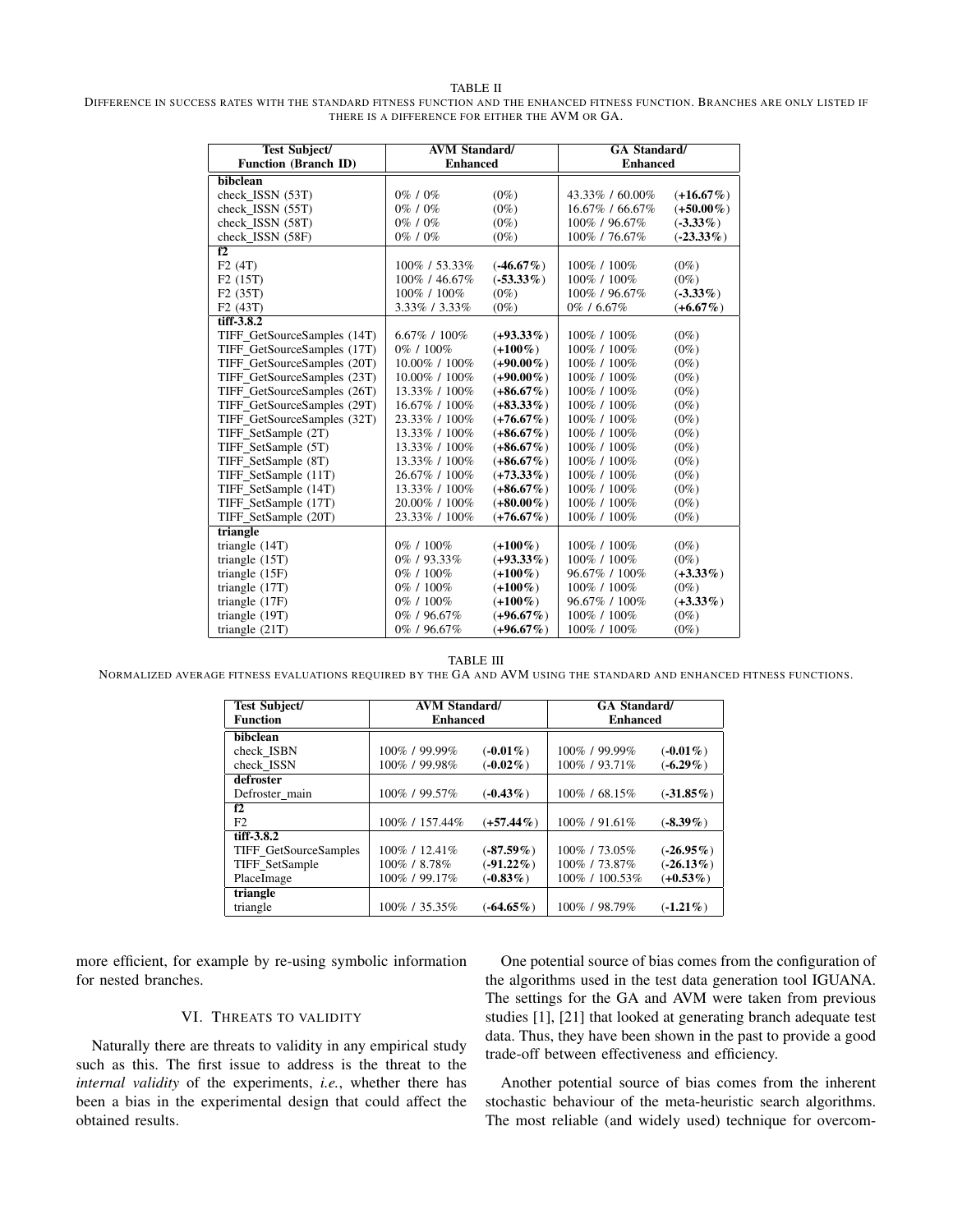TABLE II
DIFFERENCE IN SUCCESS RATES WITH THE STANDARD FITNESS FUNCTION AND THE ENHANCED FITNESS FUNCTION. BRANCHES ARE ONLY LISTED IF THERE IS A DIFFERENCE FOR EITHER THE AVM OR GA.

| Test Subject/ Function (Branch ID) | AVM Standard/ Enhanced | | GA Standard/ Enhanced | |
|---|---|---|---|---|
| **bibclean** | | | | |
| check_ISSN (53T) | 0% / 0% | (0%) | 43.33% / 60.00% | **(+16.67%)** |
| check_ISSN (55T) | 0% / 0% | (0%) | 16.67% / 66.67% | **(+50.00%)** |
| check_ISSN (58T) | 0% / 0% | (0%) | 100% / 96.67% | **(-3.33%)** |
| check_ISSN (58F) | 0% / 0% | (0%) | 100% / 76.67% | **(-23.33%)** |
| **f2** | | | | |
| F2 (4T) | 100% / 53.33% | **(-46.67%)** | 100% / 100% | (0%) |
| F2 (15T) | 100% / 46.67% | **(-53.33%)** | 100% / 100% | (0%) |
| F2 (35T) | 100% / 100% | (0%) | 100% / 96.67% | **(-3.33%)** |
| F2 (43T) | 3.33% / 3.33% | (0%) | 0% / 6.67% | **(+6.67%)** |
| **tiff-3.8.2** | | | | |
| TIFF_GetSourceSamples (14T) | 6.67% / 100% | **(+93.33%)** | 100% / 100% | (0%) |
| TIFF_GetSourceSamples (17T) | 0% / 100% | **(+100%)** | 100% / 100% | (0%) |
| TIFF_GetSourceSamples (20T) | 10.00% / 100% | **(+90.00%)** | 100% / 100% | (0%) |
| TIFF_GetSourceSamples (23T) | 10.00% / 100% | **(+90.00%)** | 100% / 100% | (0%) |
| TIFF_GetSourceSamples (26T) | 13.33% / 100% | **(+86.67%)** | 100% / 100% | (0%) |
| TIFF_GetSourceSamples (29T) | 16.67% / 100% | **(+83.33%)** | 100% / 100% | (0%) |
| TIFF_GetSourceSamples (32T) | 23.33% / 100% | **(+76.67%)** | 100% / 100% | (0%) |
| TIFF_SetSample (2T) | 13.33% / 100% | **(+86.67%)** | 100% / 100% | (0%) |
| TIFF_SetSample (5T) | 13.33% / 100% | **(+86.67%)** | 100% / 100% | (0%) |
| TIFF_SetSample (8T) | 13.33% / 100% | **(+86.67%)** | 100% / 100% | (0%) |
| TIFF_SetSample (11T) | 26.67% / 100% | **(+73.33%)** | 100% / 100% | (0%) |
| TIFF_SetSample (14T) | 13.33% / 100% | **(+86.67%)** | 100% / 100% | (0%) |
| TIFF_SetSample (17T) | 20.00% / 100% | **(+80.00%)** | 100% / 100% | (0%) |
| TIFF_SetSample (20T) | 23.33% / 100% | **(+76.67%)** | 100% / 100% | (0%) |
| **triangle** | | | | |
| triangle (14T) | 0% / 100% | **(+100%)** | 100% / 100% | (0%) |
| triangle (15T) | 0% / 93.33% | **(+93.33%)** | 100% / 100% | (0%) |
| triangle (15F) | 0% / 100% | **(+100%)** | 96.67% / 100% | **(+3.33%)** |
| triangle (17T) | 0% / 100% | **(+100%)** | 100% / 100% | (0%) |
| triangle (17F) | 0% / 100% | **(+100%)** | 96.67% / 100% | **(+3.33%)** |
| triangle (19T) | 0% / 96.67% | **(+96.67%)** | 100% / 100% | (0%) |
| triangle (21T) | 0% / 96.67% | **(+96.67%)** | 100% / 100% | (0%) |

TABLE III
NORMALIZED AVERAGE FITNESS EVALUATIONS REQUIRED BY THE GA AND AVM USING THE STANDARD AND ENHANCED FITNESS FUNCTIONS.

| Test Subject/ Function | AVM Standard/ Enhanced | | GA Standard/ Enhanced | |
|---|---|---|---|---|
| **bibclean** | | | | |
| check_ISBN | 100% / 99.99% | **(-0.01%)** | 100% / 99.99% | **(-0.01%)** |
| check_ISSN | 100% / 99.98% | **(-0.02%)** | 100% / 93.71% | **(-6.29%)** |
| **defroster** | | | | |
| Defroster_main | 100% / 99.57% | **(-0.43%)** | 100% / 68.15% | **(-31.85%)** |
| **f2** | | | | |
| F2 | 100% / 157.44% | **(+57.44%)** | 100% / 91.61% | **(-8.39%)** |
| **tiff-3.8.2** | | | | |
| TIFF_GetSourceSamples | 100% / 12.41% | **(-87.59%)** | 100% / 73.05% | **(-26.95%)** |
| TIFF_SetSample | 100% / 8.78% | **(-91.22%)** | 100% / 73.87% | **(-26.13%)** |
| PlaceImage | 100% / 99.17% | **(-0.83%)** | 100% / 100.53% | **(+0.53%)** |
| **triangle** | | | | |
| triangle | 100% / 35.35% | **(-64.65%)** | 100% / 98.79% | **(-1.21%)** |

more efficient, for example by re-using symbolic information for nested branches.

## VI. THREATS TO VALIDITY

Naturally there are threats to validity in any empirical study such as this. The first issue to address is the threat to the *internal validity* of the experiments, *i.e.*, whether there has been a bias in the experimental design that could affect the obtained results.

One potential source of bias comes from the configuration of the algorithms used in the test data generation tool IGUANA. The settings for the GA and AVM were taken from previous studies [1], [21] that looked at generating branch adequate test data. Thus, they have been shown in the past to provide a good trade-off between effectiveness and efficiency.

Another potential source of bias comes from the inherent stochastic behaviour of the meta-heuristic search algorithms. The most reliable (and widely used) technique for overcom-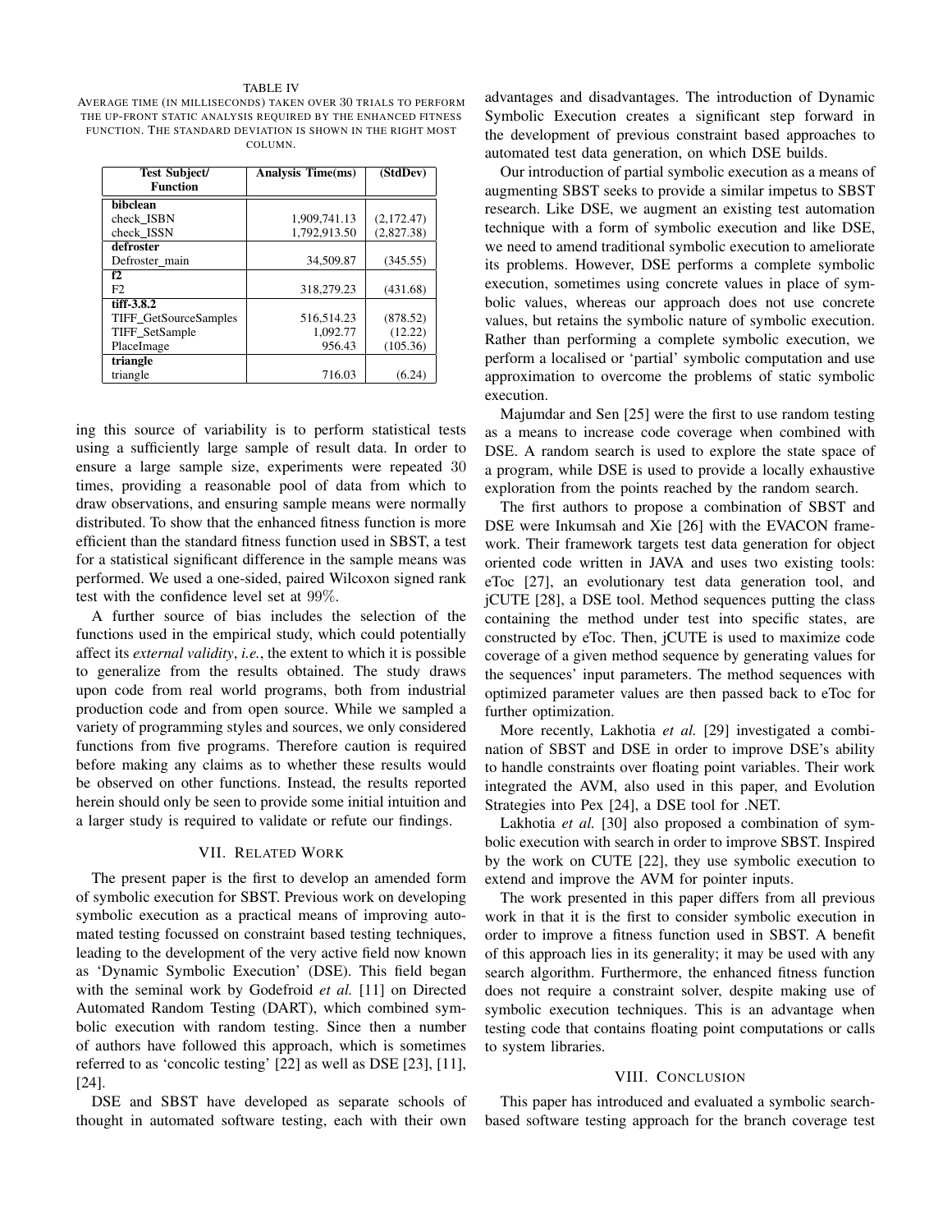TABLE IV

AVERAGE TIME (IN MILLISECONDS) TAKEN OVER 30 TRIALS TO PERFORM THE UP-FRONT STATIC ANALYSIS REQUIRED BY THE ENHANCED FITNESS FUNCTION. THE STANDARD DEVIATION IS SHOWN IN THE RIGHT MOST COLUMN.

| Test Subject/ Function | Analysis Time(ms) | (StdDev) |
|---|---|---|
| **bibclean** | | |
| check_ISBN | 1,909,741.13 | (2,172.47) |
| check_ISSN | 1,792,913.50 | (2,827.38) |
| **defroster** | | |
| Defroster_main | 34,509.87 | (345.55) |
| **f2** | | |
| F2 | 318,279.23 | (431.68) |
| **tiff-3.8.2** | | |
| TIFF_GetSourceSamples | 516,514.23 | (878.52) |
| TIFF_SetSample | 1,092.77 | (12.22) |
| PlaceImage | 956.43 | (105.36) |
| **triangle** | | |
| triangle | 716.03 | (6.24) |

ing this source of variability is to perform statistical tests using a sufficiently large sample of result data. In order to ensure a large sample size, experiments were repeated 30 times, providing a reasonable pool of data from which to draw observations, and ensuring sample means were normally distributed. To show that the enhanced fitness function is more efficient than the standard fitness function used in SBST, a test for a statistical significant difference in the sample means was performed. We used a one-sided, paired Wilcoxon signed rank test with the confidence level set at 99%.

A further source of bias includes the selection of the functions used in the empirical study, which could potentially affect its *external validity*, *i.e.*, the extent to which it is possible to generalize from the results obtained. The study draws upon code from real world programs, both from industrial production code and from open source. While we sampled a variety of programming styles and sources, we only considered functions from five programs. Therefore caution is required before making any claims as to whether these results would be observed on other functions. Instead, the results reported herein should only be seen to provide some initial intuition and a larger study is required to validate or refute our findings.

## VII. RELATED WORK

The present paper is the first to develop an amended form of symbolic execution for SBST. Previous work on developing symbolic execution as a practical means of improving automated testing focussed on constraint based testing techniques, leading to the development of the very active field now known as 'Dynamic Symbolic Execution' (DSE). This field began with the seminal work by Godefroid *et al.* [11] on Directed Automated Random Testing (DART), which combined symbolic execution with random testing. Since then a number of authors have followed this approach, which is sometimes referred to as 'concolic testing' [22] as well as DSE [23], [11], [24].

DSE and SBST have developed as separate schools of thought in automated software testing, each with their own advantages and disadvantages. The introduction of Dynamic Symbolic Execution creates a significant step forward in the development of previous constraint based approaches to automated test data generation, on which DSE builds.

Our introduction of partial symbolic execution as a means of augmenting SBST seeks to provide a similar impetus to SBST research. Like DSE, we augment an existing test automation technique with a form of symbolic execution and like DSE, we need to amend traditional symbolic execution to ameliorate its problems. However, DSE performs a complete symbolic execution, sometimes using concrete values in place of symbolic values, whereas our approach does not use concrete values, but retains the symbolic nature of symbolic execution. Rather than performing a complete symbolic execution, we perform a localised or 'partial' symbolic computation and use approximation to overcome the problems of static symbolic execution.

Majumdar and Sen [25] were the first to use random testing as a means to increase code coverage when combined with DSE. A random search is used to explore the state space of a program, while DSE is used to provide a locally exhaustive exploration from the points reached by the random search.

The first authors to propose a combination of SBST and DSE were Inkumsah and Xie [26] with the EVACON framework. Their framework targets test data generation for object oriented code written in JAVA and uses two existing tools: eToc [27], an evolutionary test data generation tool, and jCUTE [28], a DSE tool. Method sequences putting the class containing the method under test into specific states, are constructed by eToc. Then, jCUTE is used to maximize code coverage of a given method sequence by generating values for the sequences' input parameters. The method sequences with optimized parameter values are then passed back to eToc for further optimization.

More recently, Lakhotia *et al.* [29] investigated a combination of SBST and DSE in order to improve DSE's ability to handle constraints over floating point variables. Their work integrated the AVM, also used in this paper, and Evolution Strategies into Pex [24], a DSE tool for .NET.

Lakhotia *et al.* [30] also proposed a combination of symbolic execution with search in order to improve SBST. Inspired by the work on CUTE [22], they use symbolic execution to extend and improve the AVM for pointer inputs.

The work presented in this paper differs from all previous work in that it is the first to consider symbolic execution in order to improve a fitness function used in SBST. A benefit of this approach lies in its generality; it may be used with any search algorithm. Furthermore, the enhanced fitness function does not require a constraint solver, despite making use of symbolic execution techniques. This is an advantage when testing code that contains floating point computations or calls to system libraries.

## VIII. CONCLUSION

This paper has introduced and evaluated a symbolic search-based software testing approach for the branch coverage test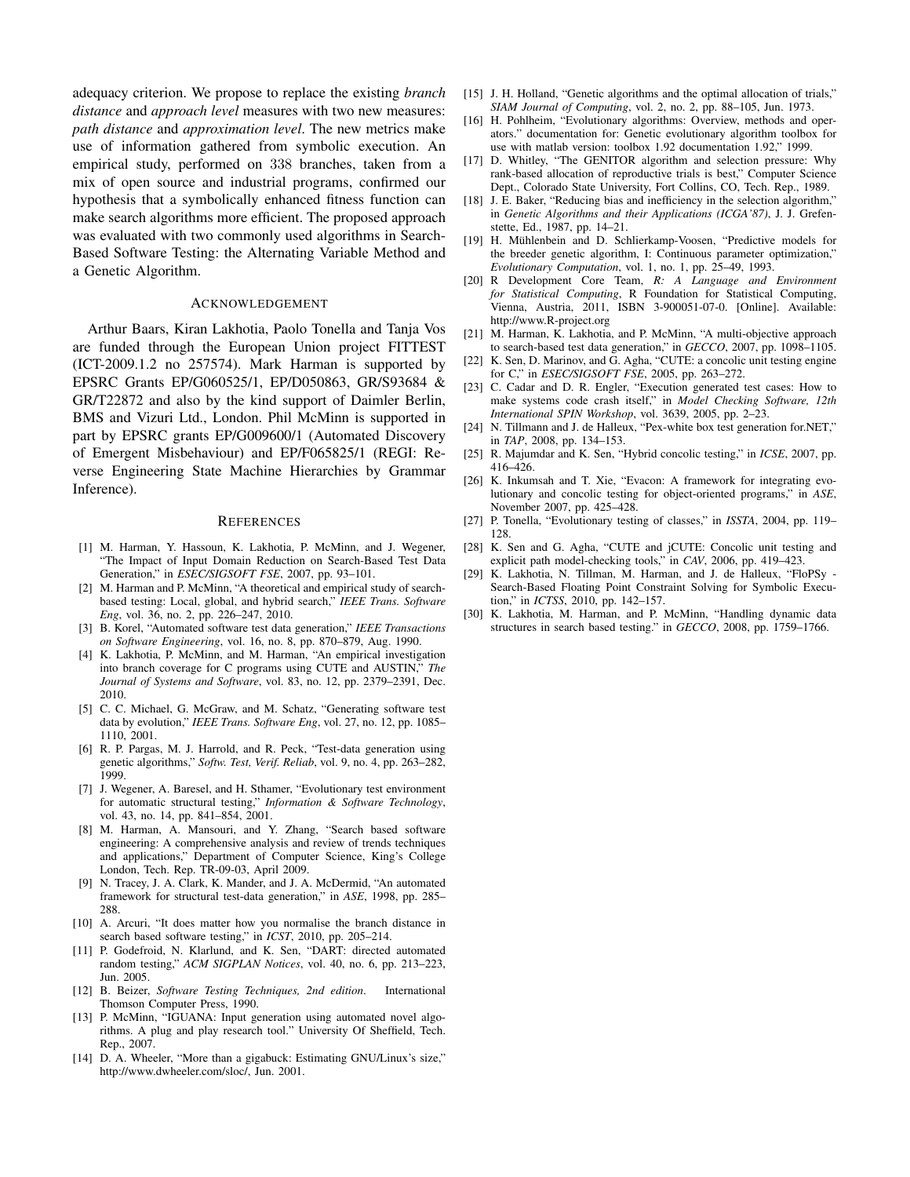adequacy criterion. We propose to replace the existing *branch distance* and *approach level* measures with two new measures: *path distance* and *approximation level*. The new metrics make use of information gathered from symbolic execution. An empirical study, performed on 338 branches, taken from a mix of open source and industrial programs, confirmed our hypothesis that a symbolically enhanced fitness function can make search algorithms more efficient. The proposed approach was evaluated with two commonly used algorithms in Search-Based Software Testing: the Alternating Variable Method and a Genetic Algorithm.

## ACKNOWLEDGEMENT

Arthur Baars, Kiran Lakhotia, Paolo Tonella and Tanja Vos are funded through the European Union project FITTEST (ICT-2009.1.2 no 257574). Mark Harman is supported by EPSRC Grants EP/G060525/1, EP/D050863, GR/S93684 & GR/T22872 and also by the kind support of Daimler Berlin, BMS and Vizuri Ltd., London. Phil McMinn is supported in part by EPSRC grants EP/G009600/1 (Automated Discovery of Emergent Misbehaviour) and EP/F065825/1 (REGI: Reverse Engineering State Machine Hierarchies by Grammar Inference).

## REFERENCES

[1] M. Harman, Y. Hassoun, K. Lakhotia, P. McMinn, and J. Wegener, "The Impact of Input Domain Reduction on Search-Based Test Data Generation," in *ESEC/SIGSOFT FSE*, 2007, pp. 93–101.

[2] M. Harman and P. McMinn, "A theoretical and empirical study of search-based testing: Local, global, and hybrid search," *IEEE Trans. Software Eng*, vol. 36, no. 2, pp. 226–247, 2010.

[3] B. Korel, "Automated software test data generation," *IEEE Transactions on Software Engineering*, vol. 16, no. 8, pp. 870–879, Aug. 1990.

[4] K. Lakhotia, P. McMinn, and M. Harman, "An empirical investigation into branch coverage for C programs using CUTE and AUSTIN," *The Journal of Systems and Software*, vol. 83, no. 12, pp. 2379–2391, Dec. 2010.

[5] C. C. Michael, G. McGraw, and M. Schatz, "Generating software test data by evolution," *IEEE Trans. Software Eng*, vol. 27, no. 12, pp. 1085–1110, 2001.

[6] R. P. Pargas, M. J. Harrold, and R. Peck, "Test-data generation using genetic algorithms," *Softw. Test, Verif. Reliab*, vol. 9, no. 4, pp. 263–282, 1999.

[7] J. Wegener, A. Baresel, and H. Sthamer, "Evolutionary test environment for automatic structural testing," *Information & Software Technology*, vol. 43, no. 14, pp. 841–854, 2001.

[8] M. Harman, A. Mansouri, and Y. Zhang, "Search based software engineering: A comprehensive analysis and review of trends techniques and applications," Department of Computer Science, King's College London, Tech. Rep. TR-09-03, April 2009.

[9] N. Tracey, J. A. Clark, K. Mander, and J. A. McDermid, "An automated framework for structural test-data generation," in *ASE*, 1998, pp. 285–288.

[10] A. Arcuri, "It does matter how you normalise the branch distance in search based software testing," in *ICST*, 2010, pp. 205–214.

[11] P. Godefroid, N. Klarlund, and K. Sen, "DART: directed automated random testing," *ACM SIGPLAN Notices*, vol. 40, no. 6, pp. 213–223, Jun. 2005.

[12] B. Beizer, *Software Testing Techniques, 2nd edition*. International Thomson Computer Press, 1990.

[13] P. McMinn, "IGUANA: Input generation using automated novel algorithms. A plug and play research tool." University Of Sheffield, Tech. Rep., 2007.

[14] D. A. Wheeler, "More than a gigabuck: Estimating GNU/Linux's size," http://www.dwheeler.com/sloc/, Jun. 2001.

[15] J. H. Holland, "Genetic algorithms and the optimal allocation of trials," *SIAM Journal of Computing*, vol. 2, no. 2, pp. 88–105, Jun. 1973.

[16] H. Pohlheim, "Evolutionary algorithms: Overview, methods and operators." documentation for: Genetic evolutionary algorithm toolbox for use with matlab version: toolbox 1.92 documentation 1.92," 1999.

[17] D. Whitley, "The GENITOR algorithm and selection pressure: Why rank-based allocation of reproductive trials is best," Computer Science Dept., Colorado State University, Fort Collins, CO, Tech. Rep., 1989.

[18] J. E. Baker, "Reducing bias and inefficiency in the selection algorithm," in *Genetic Algorithms and their Applications (ICGA'87)*, J. J. Grefenstette, Ed., 1987, pp. 14–21.

[19] H. Mühlenbein and D. Schlierkamp-Voosen, "Predictive models for the breeder genetic algorithm, I: Continuous parameter optimization," *Evolutionary Computation*, vol. 1, no. 1, pp. 25–49, 1993.

[20] R Development Core Team, *R: A Language and Environment for Statistical Computing*, R Foundation for Statistical Computing, Vienna, Austria, 2011, ISBN 3-900051-07-0. [Online]. Available: http://www.R-project.org

[21] M. Harman, K. Lakhotia, and P. McMinn, "A multi-objective approach to search-based test data generation," in *GECCO*, 2007, pp. 1098–1105.

[22] K. Sen, D. Marinov, and G. Agha, "CUTE: a concolic unit testing engine for C," in *ESEC/SIGSOFT FSE*, 2005, pp. 263–272.

[23] C. Cadar and D. R. Engler, "Execution generated test cases: How to make systems code crash itself," in *Model Checking Software, 12th International SPIN Workshop*, vol. 3639, 2005, pp. 2–23.

[24] N. Tillmann and J. de Halleux, "Pex-white box test generation for.NET," in *TAP*, 2008, pp. 134–153.

[25] R. Majumdar and K. Sen, "Hybrid concolic testing," in *ICSE*, 2007, pp. 416–426.

[26] K. Inkumsah and T. Xie, "Evacon: A framework for integrating evolutionary and concolic testing for object-oriented programs," in *ASE*, November 2007, pp. 425–428.

[27] P. Tonella, "Evolutionary testing of classes," in *ISSTA*, 2004, pp. 119–128.

[28] K. Sen and G. Agha, "CUTE and jCUTE: Concolic unit testing and explicit path model-checking tools," in *CAV*, 2006, pp. 419–423.

[29] K. Lakhotia, N. Tillman, M. Harman, and J. de Halleux, "FloPSy - Search-Based Floating Point Constraint Solving for Symbolic Execution," in *ICTSS*, 2010, pp. 142–157.

[30] K. Lakhotia, M. Harman, and P. McMinn, "Handling dynamic data structures in search based testing." in *GECCO*, 2008, pp. 1759–1766.